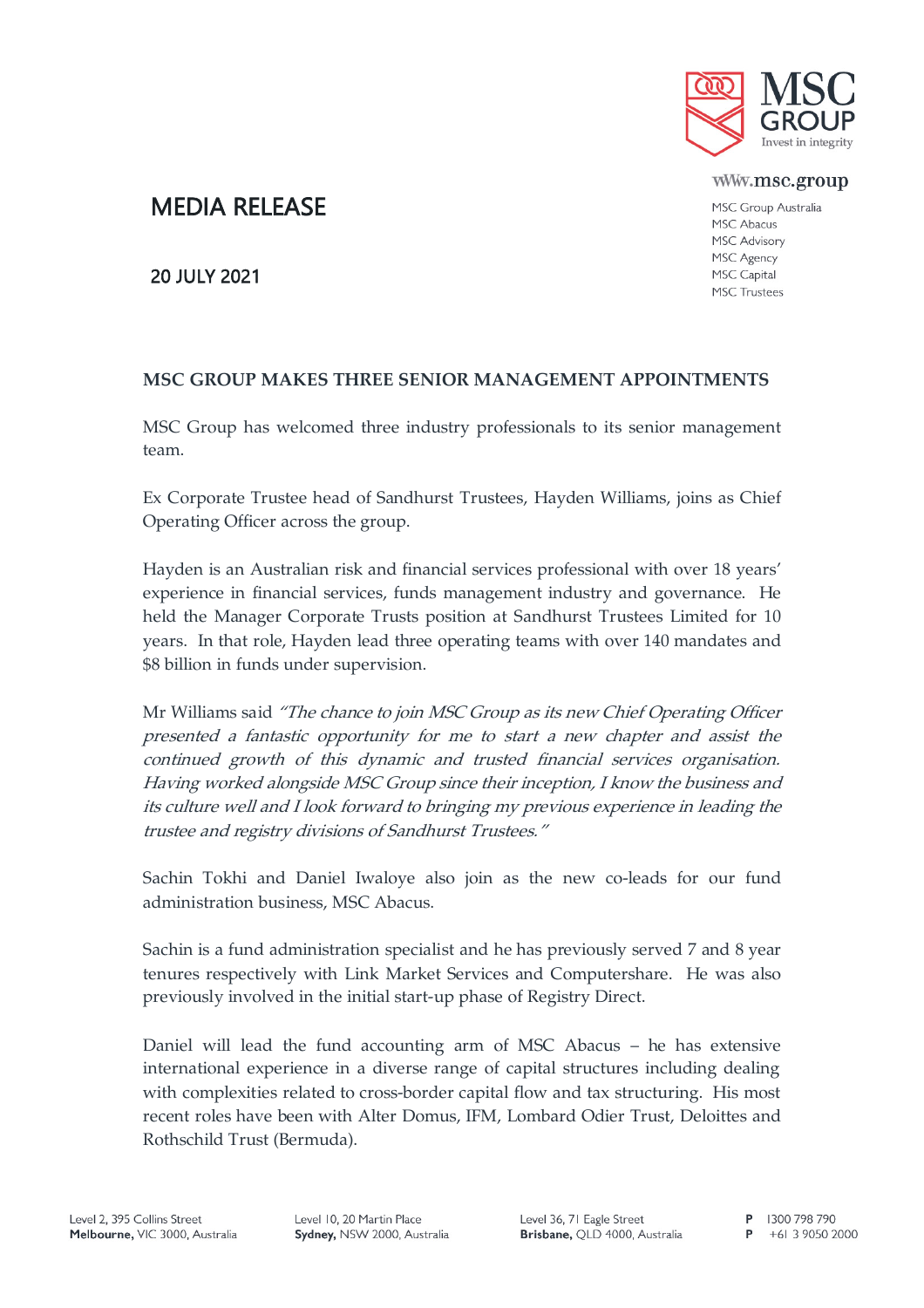MSC GROUP
Invest in integrity

www.msc.group

MSC Group Australia
MSC Abacus
MSC Advisory
MSC Agency
MSC Capital
MSC Trustees

# MEDIA RELEASE

20 JULY 2021

## MSC GROUP MAKES THREE SENIOR MANAGEMENT APPOINTMENTS

MSC Group has welcomed three industry professionals to its senior management team.

Ex Corporate Trustee head of Sandhurst Trustees, Hayden Williams, joins as Chief Operating Officer across the group.

Hayden is an Australian risk and financial services professional with over 18 years' experience in financial services, funds management industry and governance. He held the Manager Corporate Trusts position at Sandhurst Trustees Limited for 10 years. In that role, Hayden lead three operating teams with over 140 mandates and $8 billion in funds under supervision.

Mr Williams said *"The chance to join MSC Group as its new Chief Operating Officer presented a fantastic opportunity for me to start a new chapter and assist the continued growth of this dynamic and trusted financial services organisation. Having worked alongside MSC Group since their inception, I know the business and its culture well and I look forward to bringing my previous experience in leading the trustee and registry divisions of Sandhurst Trustees."*

Sachin Tokhi and Daniel Iwaloye also join as the new co-leads for our fund administration business, MSC Abacus.

Sachin is a fund administration specialist and he has previously served 7 and 8 year tenures respectively with Link Market Services and Computershare. He was also previously involved in the initial start-up phase of Registry Direct.

Daniel will lead the fund accounting arm of MSC Abacus – he has extensive international experience in a diverse range of capital structures including dealing with complexities related to cross-border capital flow and tax structuring. His most recent roles have been with Alter Domus, IFM, Lombard Odier Trust, Deloittes and Rothschild Trust (Bermuda).

Level 2, 395 Collins Street
**Melbourne,** VIC 3000, Australia

Level 10, 20 Martin Place
**Sydney,** NSW 2000, Australia

Level 36, 71 Eagle Street
**Brisbane,** QLD 4000, Australia

**P** 1300 798 790
**P** +61 3 9050 2000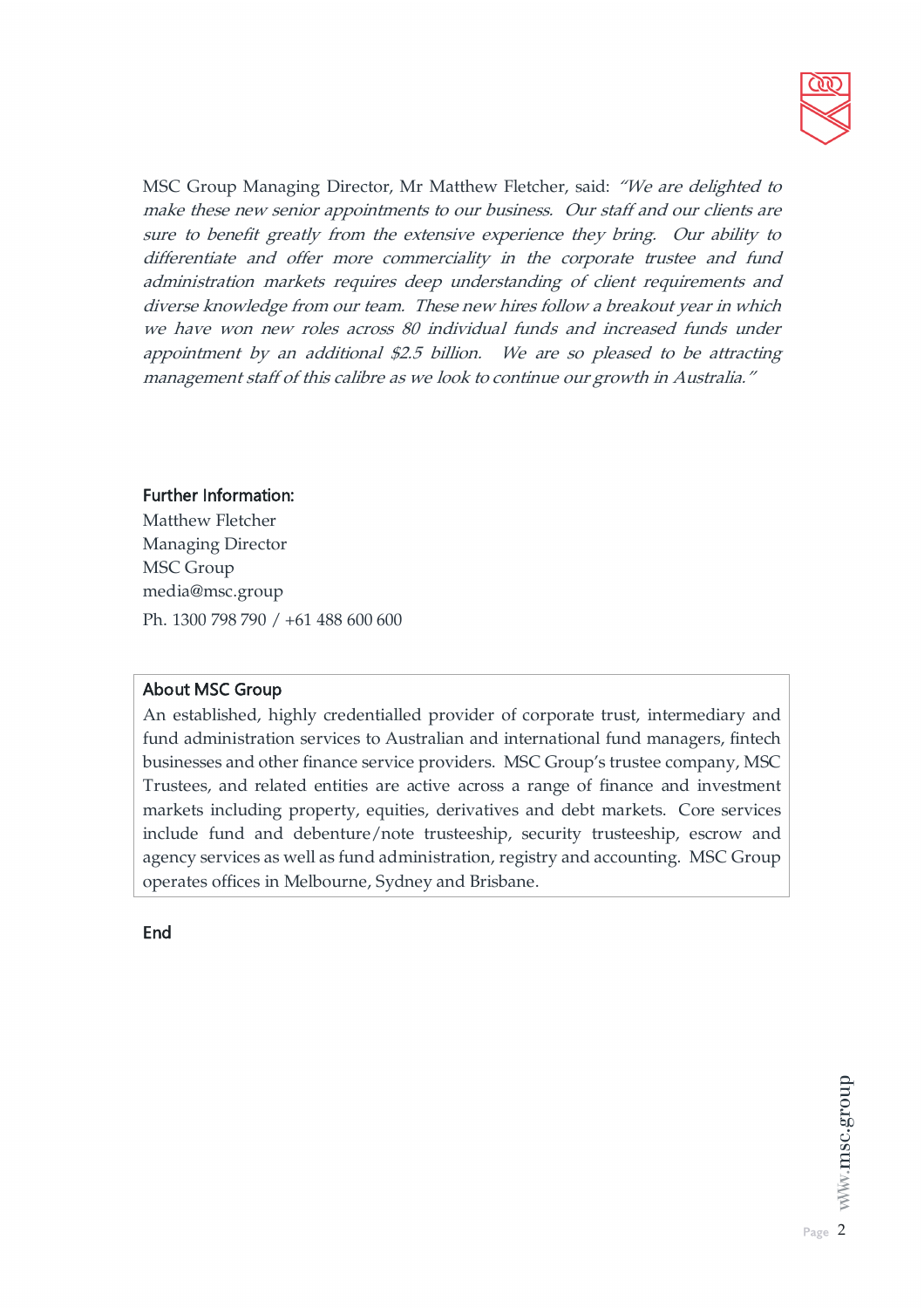MSC Group Managing Director, Mr Matthew Fletcher, said: *"We are delighted to make these new senior appointments to our business. Our staff and our clients are sure to benefit greatly from the extensive experience they bring. Our ability to differentiate and offer more commerciality in the corporate trustee and fund administration markets requires deep understanding of client requirements and diverse knowledge from our team. These new hires follow a breakout year in which we have won new roles across 80 individual funds and increased funds under appointment by an additional $2.5 billion. We are so pleased to be attracting management staff of this calibre as we look to continue our growth in Australia."*

**Further Information:**

Matthew Fletcher
Managing Director
MSC Group
media@msc.group
Ph. 1300 798 790 / +61 488 600 600

**About MSC Group**

An established, highly credentialled provider of corporate trust, intermediary and fund administration services to Australian and international fund managers, fintech businesses and other finance service providers. MSC Group's trustee company, MSC Trustees, and related entities are active across a range of finance and investment markets including property, equities, derivatives and debt markets. Core services include fund and debenture/note trusteeship, security trusteeship, escrow and agency services as well as fund administration, registry and accounting. MSC Group operates offices in Melbourne, Sydney and Brisbane.

**End**